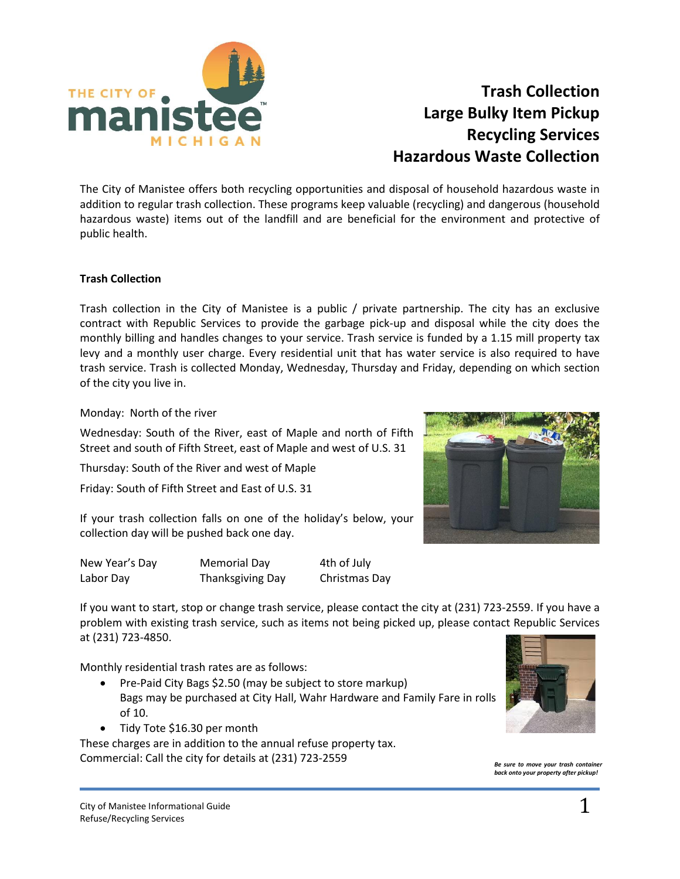# Trash Collection
# Large Bulky Item Pickup
# Recycling Services
# Hazardous Waste Collection

The City of Manistee offers both recycling opportunities and disposal of household hazardous waste in addition to regular trash collection. These programs keep valuable (recycling) and dangerous (household hazardous waste) items out of the landfill and are beneficial for the environment and protective of public health.

**Trash Collection**

Trash collection in the City of Manistee is a public / private partnership. The city has an exclusive contract with Republic Services to provide the garbage pick-up and disposal while the city does the monthly billing and handles changes to your service. Trash service is funded by a 1.15 mill property tax levy and a monthly user charge. Every residential unit that has water service is also required to have trash service. Trash is collected Monday, Wednesday, Thursday and Friday, depending on which section of the city you live in.

Monday: North of the river

Wednesday: South of the River, east of Maple and north of Fifth Street and south of Fifth Street, east of Maple and west of U.S. 31

Thursday: South of the River and west of Maple

Friday: South of Fifth Street and East of U.S. 31

If your trash collection falls on one of the holiday's below, your collection day will be pushed back one day.

| | | |
|---|---|---|
| New Year's Day | Memorial Day | 4th of July |
| Labor Day | Thanksgiving Day | Christmas Day |

If you want to start, stop or change trash service, please contact the city at (231) 723-2559. If you have a problem with existing trash service, such as items not being picked up, please contact Republic Services at (231) 723-4850.

Monthly residential trash rates are as follows:

- Pre-Paid City Bags $2.50 (may be subject to store markup)
  Bags may be purchased at City Hall, Wahr Hardware and Family Fare in rolls of 10.
- Tidy Tote $16.30 per month

These charges are in addition to the annual refuse property tax.
Commercial: Call the city for details at (231) 723-2559

***Be sure to move your trash container back onto your property after pickup!***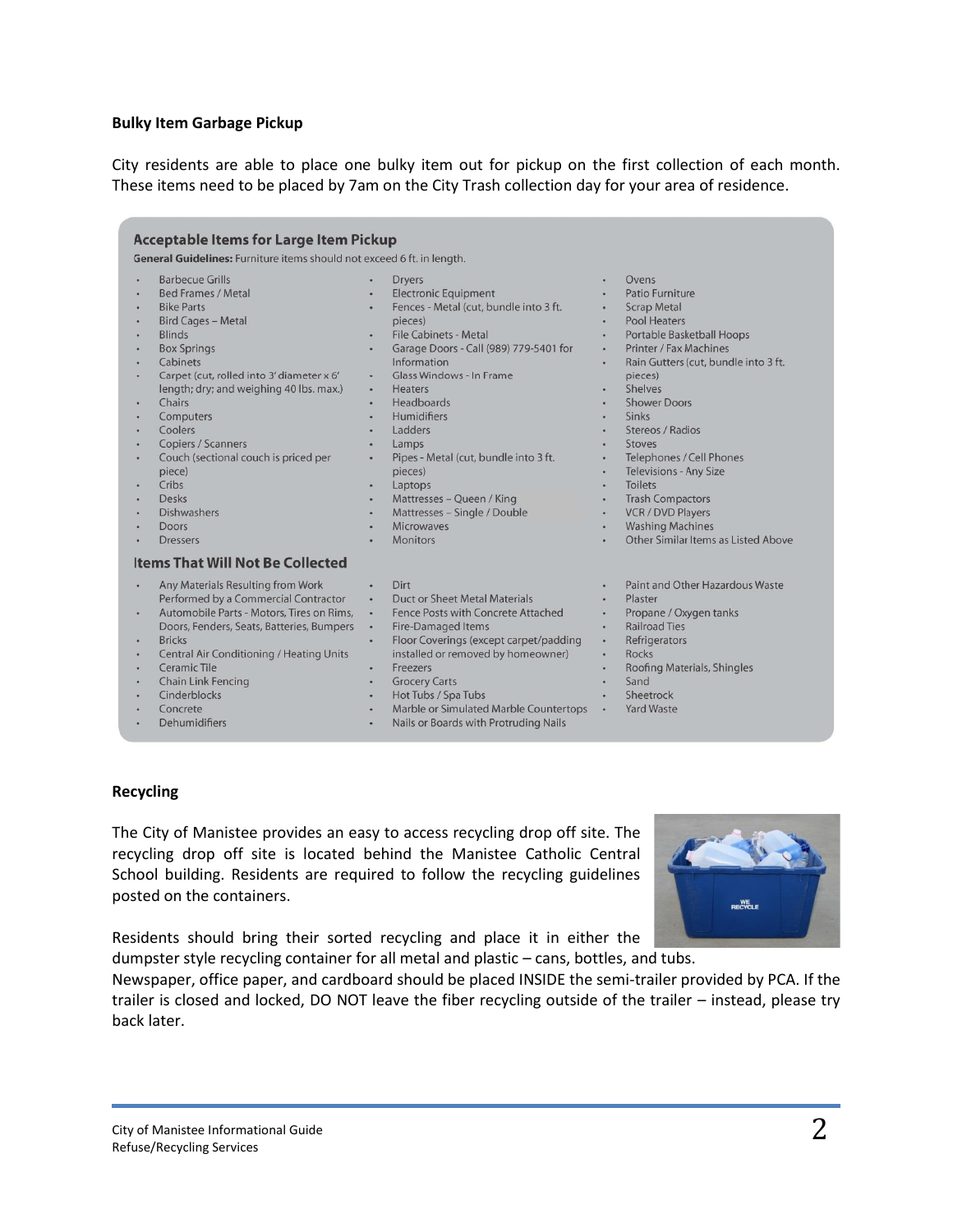**Bulky Item Garbage Pickup**

City residents are able to place one bulky item out for pickup on the first collection of each month. These items need to be placed by 7am on the City Trash collection day for your area of residence.

## Acceptable Items for Large Item Pickup

**General Guidelines:** Furniture items should not exceed 6 ft. in length.

- Barbecue Grills
- Bed Frames / Metal
- Bike Parts
- Bird Cages – Metal
- Blinds
- Box Springs
- Cabinets
- Carpet (cut, rolled into 3' diameter x 6' length; dry; and weighing 40 lbs. max.)
- Chairs
- Computers
- Coolers
- Copiers / Scanners
- Couch (sectional couch is priced per piece)
- Cribs
- Desks
- Dishwashers
- Doors
- Dressers
- Dryers
- Electronic Equipment
- Fences - Metal (cut, bundle into 3 ft. pieces)
- File Cabinets - Metal
- Garage Doors - Call (989) 779-5401 for Information
- Glass Windows - In Frame
- Heaters
- Headboards
- Humidifiers
- Ladders
- Lamps
- Pipes - Metal (cut, bundle into 3 ft. pieces)
- Laptops
- Mattresses – Queen / King
- Mattresses – Single / Double
- Microwaves
- Monitors
- Ovens
- Patio Furniture
- Scrap Metal
- Pool Heaters
- Portable Basketball Hoops
- Printer / Fax Machines
- Rain Gutters (cut, bundle into 3 ft. pieces)
- Shelves
- Shower Doors
- Sinks
- Stereos / Radios
- Stoves
- Telephones / Cell Phones
- Televisions - Any Size
- Toilets
- Trash Compactors
- VCR / DVD Players
- Washing Machines
- Other Similar Items as Listed Above

## Items That Will Not Be Collected

- Any Materials Resulting from Work Performed by a Commercial Contractor
- Automobile Parts - Motors, Tires on Rims, Doors, Fenders, Seats, Batteries, Bumpers
- Bricks
- Central Air Conditioning / Heating Units
- Ceramic Tile
- Chain Link Fencing
- Cinderblocks
- Concrete
- Dehumidifiers
- Dirt
- Duct or Sheet Metal Materials
- Fence Posts with Concrete Attached
- Fire-Damaged Items
- Floor Coverings (except carpet/padding installed or removed by homeowner)
- Freezers
- Grocery Carts
- Hot Tubs / Spa Tubs
- Marble or Simulated Marble Countertops
- Nails or Boards with Protruding Nails
- Paint and Other Hazardous Waste
- Plaster
- Propane / Oxygen tanks
- Railroad Ties
- Refrigerators
- Rocks
- Roofing Materials, Shingles
- Sand
- Sheetrock
- Yard Waste

**Recycling**

The City of Manistee provides an easy to access recycling drop off site. The recycling drop off site is located behind the Manistee Catholic Central School building. Residents are required to follow the recycling guidelines posted on the containers.

Residents should bring their sorted recycling and place it in either the dumpster style recycling container for all metal and plastic – cans, bottles, and tubs.

Newspaper, office paper, and cardboard should be placed INSIDE the semi-trailer provided by PCA. If the trailer is closed and locked, DO NOT leave the fiber recycling outside of the trailer – instead, please try back later.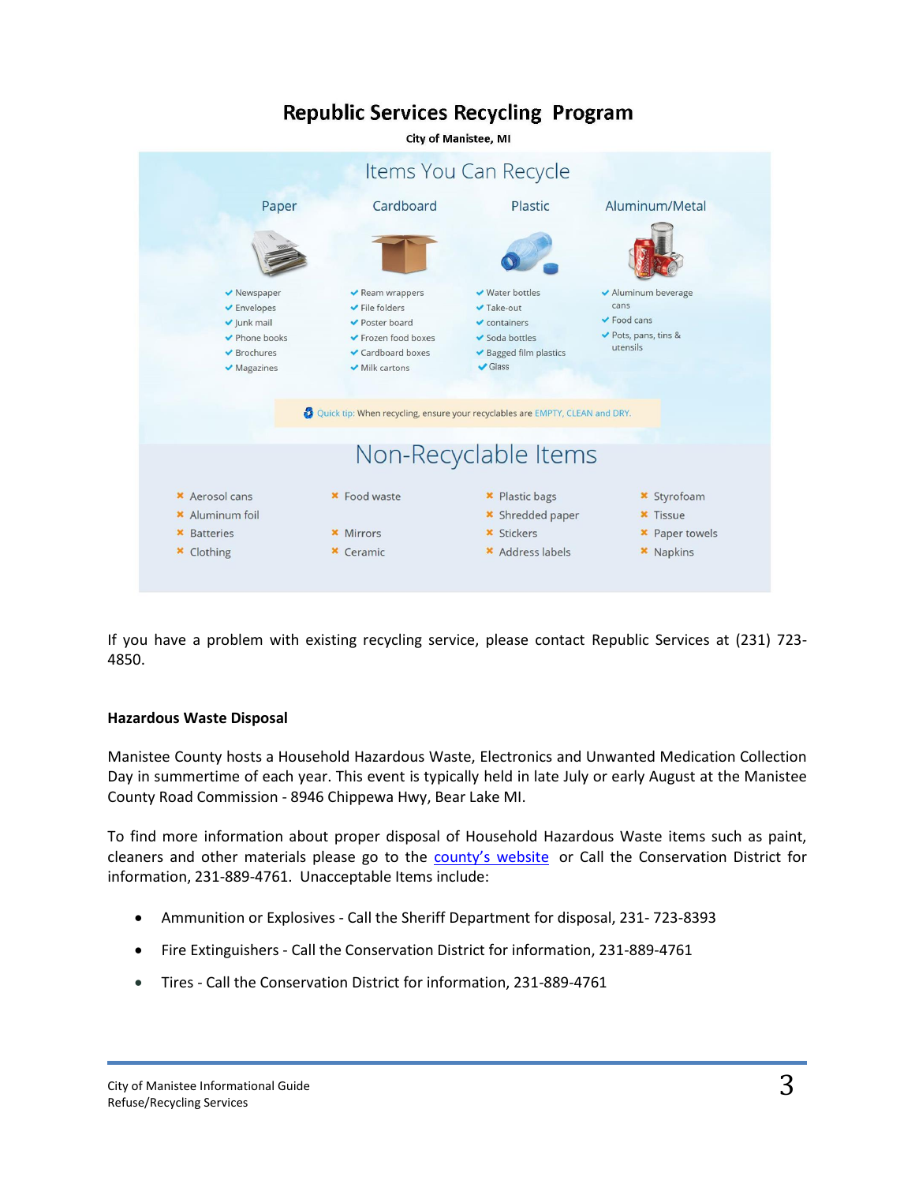# Republic Services Recycling Program

City of Manistee, MI

## Items You Can Recycle

**Paper**
- Newspaper
- Envelopes
- Junk mail
- Phone books
- Brochures
- Magazines

**Cardboard**
- Ream wrappers
- File folders
- Poster board
- Frozen food boxes
- Cardboard boxes
- Milk cartons

**Plastic**
- Water bottles
- Take-out
- containers
- Soda bottles
- Bagged film plastics
- Glass

**Aluminum/Metal**
- Aluminum beverage cans
- Food cans
- Pots, pans, tins & utensils

Quick tip: When recycling, ensure your recyclables are EMPTY, CLEAN and DRY.

## Non-Recyclable Items

- Aerosol cans
- Aluminum foil
- Batteries
- Clothing
- Food waste
- Mirrors
- Ceramic
- Plastic bags
- Shredded paper
- Stickers
- Address labels
- Styrofoam
- Tissue
- Paper towels
- Napkins

If you have a problem with existing recycling service, please contact Republic Services at (231) 723-4850.

**Hazardous Waste Disposal**

Manistee County hosts a Household Hazardous Waste, Electronics and Unwanted Medication Collection Day in summertime of each year. This event is typically held in late July or early August at the Manistee County Road Commission - 8946 Chippewa Hwy, Bear Lake MI.

To find more information about proper disposal of Household Hazardous Waste items such as paint, cleaners and other materials please go to the county's website or Call the Conservation District for information, 231-889-4761. Unacceptable Items include:

- Ammunition or Explosives - Call the Sheriff Department for disposal, 231- 723-8393
- Fire Extinguishers - Call the Conservation District for information, 231-889-4761
- Tires - Call the Conservation District for information, 231-889-4761